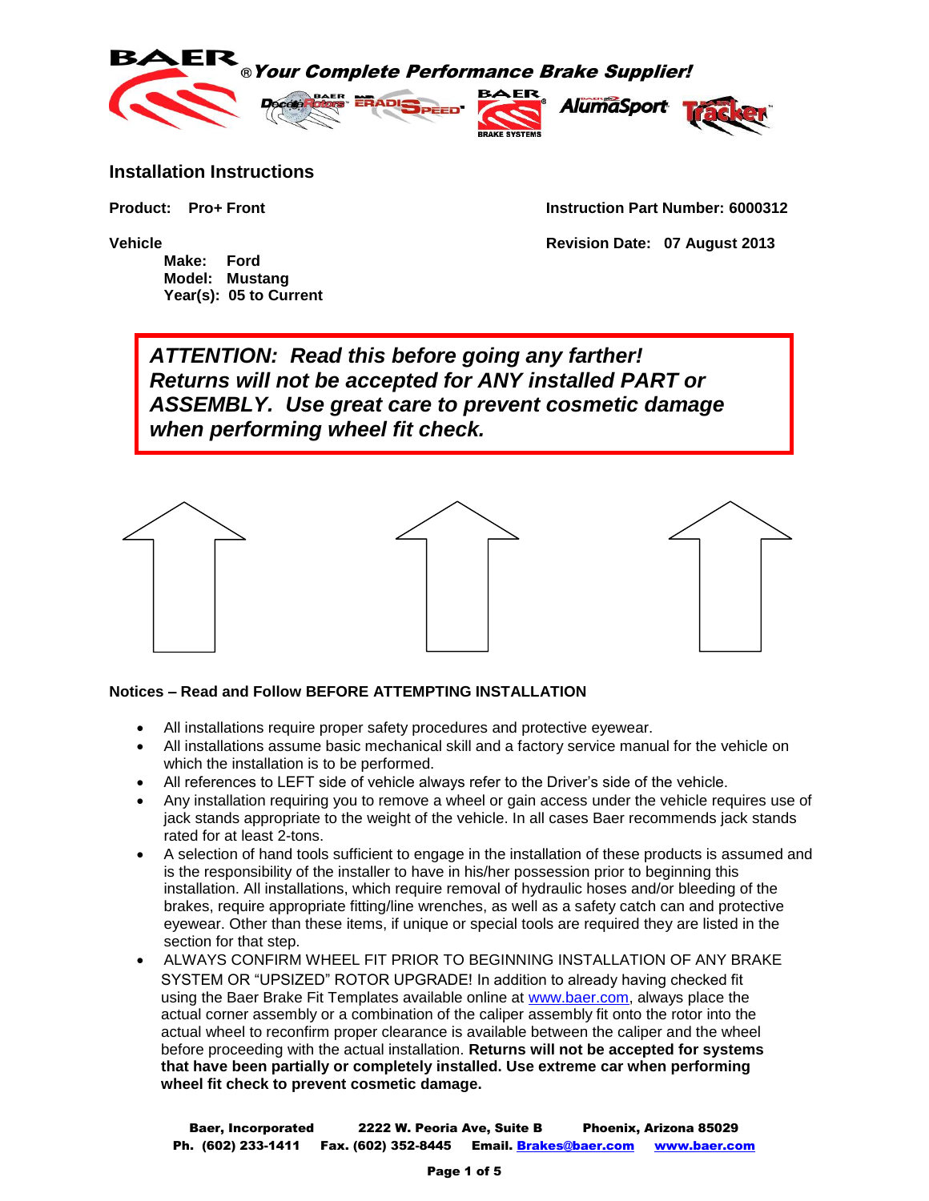**Your Complete Performance Brake Supplier!**

## Installation Instructions

**Product: Pro+ Front**

**Instruction Part Number: 6000312**

**Vehicle**

**Revision Date: 07 August 2013**

**Make: Ford**
**Model: Mustang**
**Year(s): 05 to Current**

> ***ATTENTION: Read this before going any farther! Returns will not be accepted for ANY installed PART or ASSEMBLY. Use great care to prevent cosmetic damage when performing wheel fit check.***

**Notices – Read and Follow BEFORE ATTEMPTING INSTALLATION**

- All installations require proper safety procedures and protective eyewear.
- All installations assume basic mechanical skill and a factory service manual for the vehicle on which the installation is to be performed.
- All references to LEFT side of vehicle always refer to the Driver's side of the vehicle.
- Any installation requiring you to remove a wheel or gain access under the vehicle requires use of jack stands appropriate to the weight of the vehicle. In all cases Baer recommends jack stands rated for at least 2-tons.
- A selection of hand tools sufficient to engage in the installation of these products is assumed and is the responsibility of the installer to have in his/her possession prior to beginning this installation. All installations, which require removal of hydraulic hoses and/or bleeding of the brakes, require appropriate fitting/line wrenches, as well as a safety catch can and protective eyewear. Other than these items, if unique or special tools are required they are listed in the section for that step.
- ALWAYS CONFIRM WHEEL FIT PRIOR TO BEGINNING INSTALLATION OF ANY BRAKE SYSTEM OR "UPSIZED" ROTOR UPGRADE! In addition to already having checked fit using the Baer Brake Fit Templates available online at www.baer.com, always place the actual corner assembly or a combination of the caliper assembly fit onto the rotor into the actual wheel to reconfirm proper clearance is available between the caliper and the wheel before proceeding with the actual installation. **Returns will not be accepted for systems that have been partially or completely installed. Use extreme car when performing wheel fit check to prevent cosmetic damage.**

**Baer, Incorporated    2222 W. Peoria Ave, Suite B    Phoenix, Arizona 85029**
**Ph. (602) 233-1411    Fax. (602) 352-8445    Email. Brakes@baer.com    www.baer.com**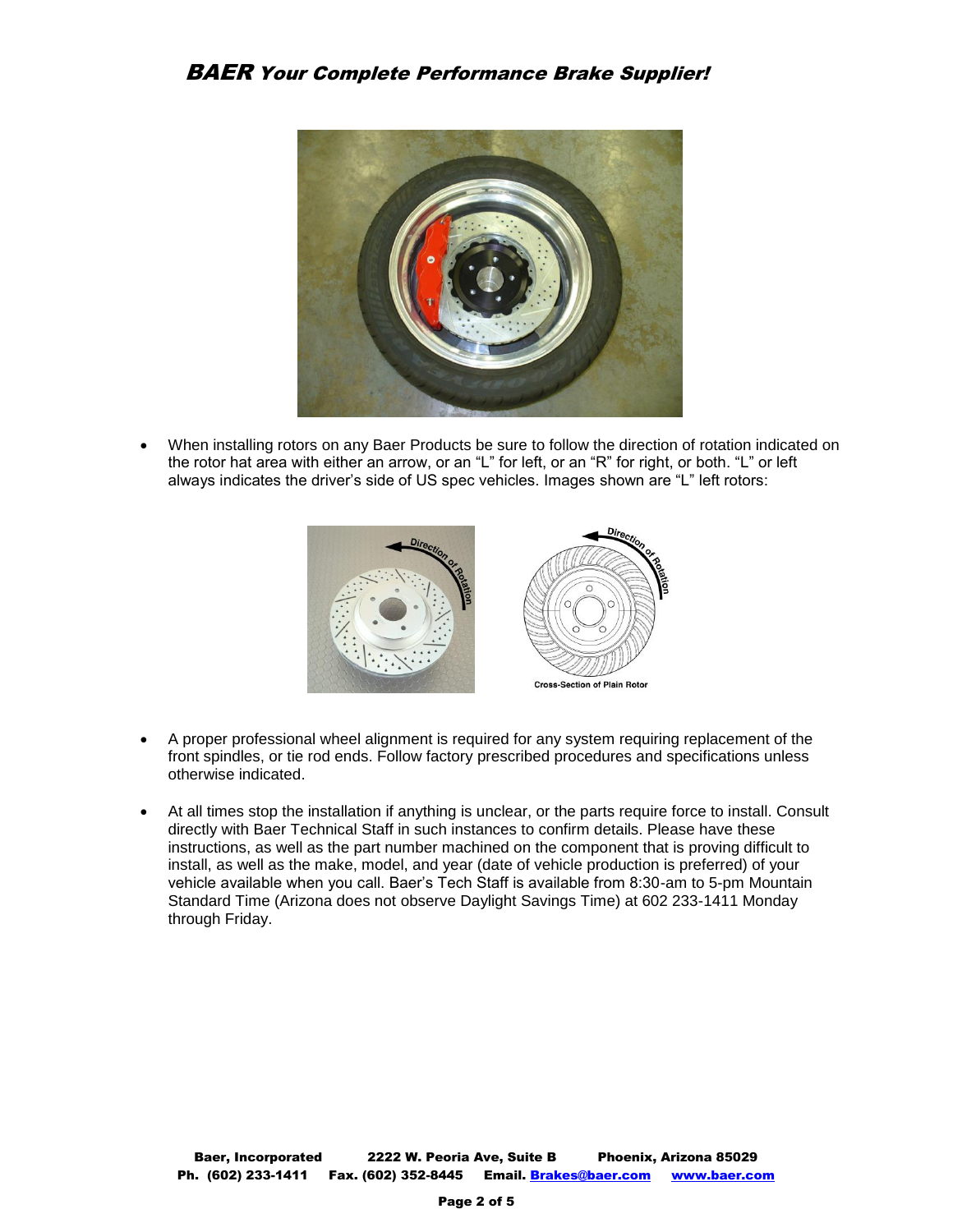- When installing rotors on any Baer Products be sure to follow the direction of rotation indicated on the rotor hat area with either an arrow, or an "L" for left, or an "R" for right, or both. "L" or left always indicates the driver's side of US spec vehicles. Images shown are "L" left rotors:

Cross-Section of Plain Rotor

- A proper professional wheel alignment is required for any system requiring replacement of the front spindles, or tie rod ends. Follow factory prescribed procedures and specifications unless otherwise indicated.

- At all times stop the installation if anything is unclear, or the parts require force to install. Consult directly with Baer Technical Staff in such instances to confirm details. Please have these instructions, as well as the part number machined on the component that is proving difficult to install, as well as the make, model, and year (date of vehicle production is preferred) of your vehicle available when you call. Baer's Tech Staff is available from 8:30-am to 5-pm Mountain Standard Time (Arizona does not observe Daylight Savings Time) at 602 233-1411 Monday through Friday.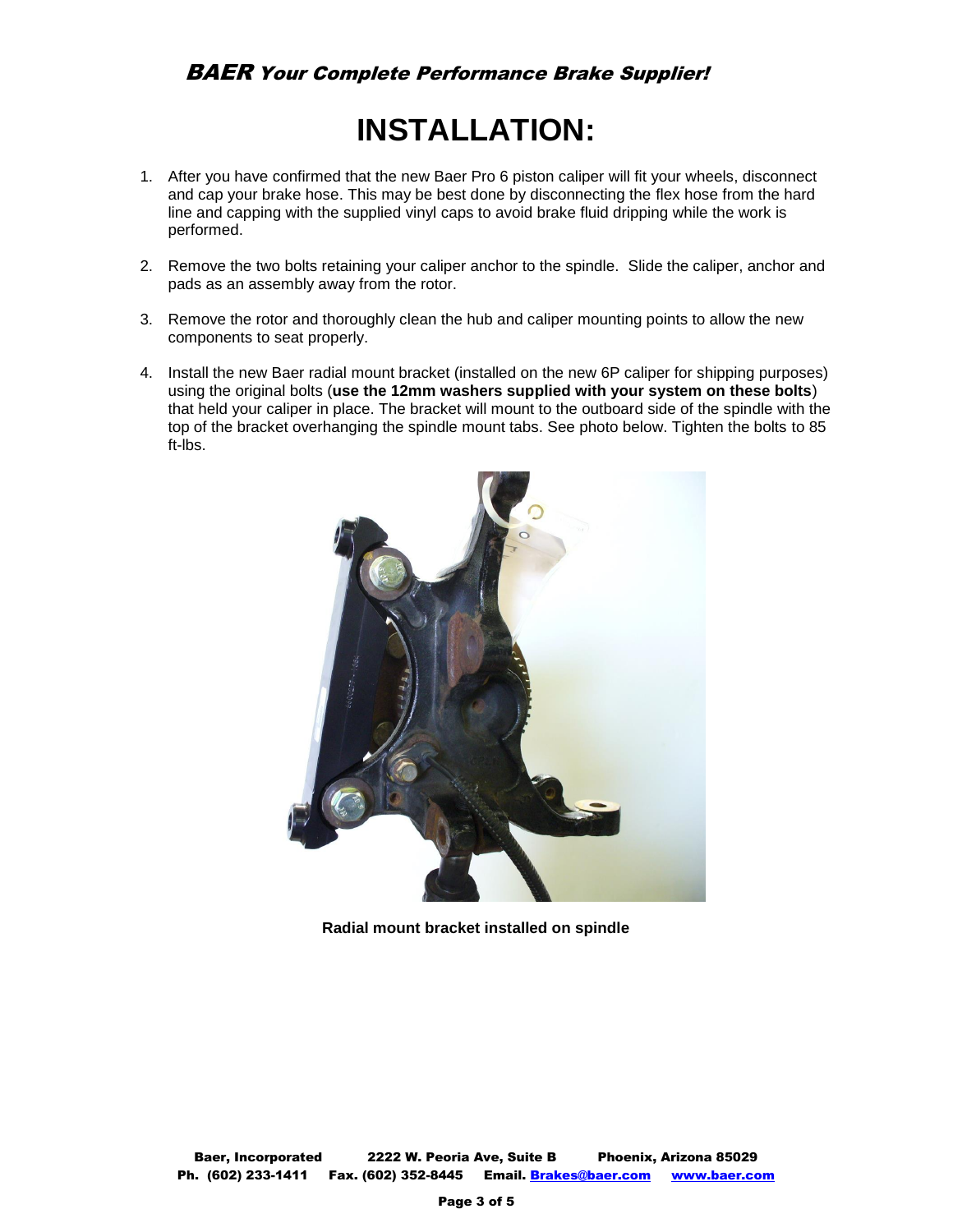# INSTALLATION:

1. After you have confirmed that the new Baer Pro 6 piston caliper will fit your wheels, disconnect and cap your brake hose. This may be best done by disconnecting the flex hose from the hard line and capping with the supplied vinyl caps to avoid brake fluid dripping while the work is performed.

2. Remove the two bolts retaining your caliper anchor to the spindle. Slide the caliper, anchor and pads as an assembly away from the rotor.

3. Remove the rotor and thoroughly clean the hub and caliper mounting points to allow the new components to seat properly.

4. Install the new Baer radial mount bracket (installed on the new 6P caliper for shipping purposes) using the original bolts (**use the 12mm washers supplied with your system on these bolts**) that held your caliper in place. The bracket will mount to the outboard side of the spindle with the top of the bracket overhanging the spindle mount tabs. See photo below. Tighten the bolts to 85 ft-lbs.

**Radial mount bracket installed on spindle**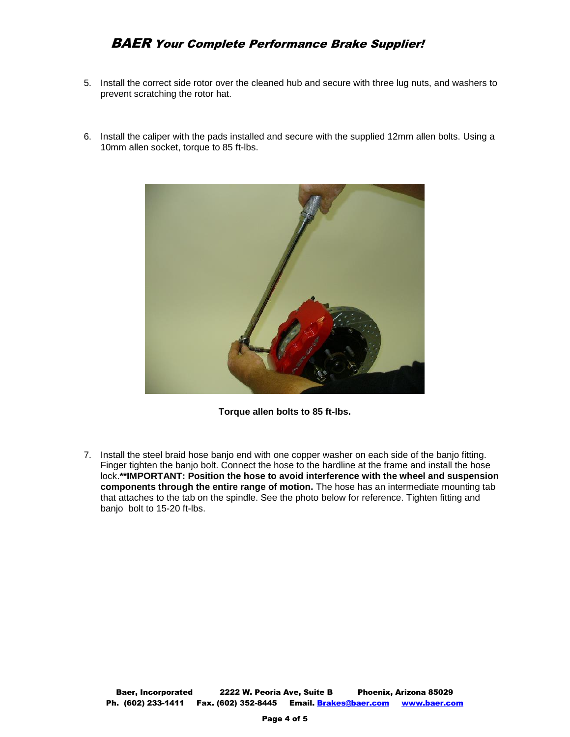5. Install the correct side rotor over the cleaned hub and secure with three lug nuts, and washers to prevent scratching the rotor hat.

6. Install the caliper with the pads installed and secure with the supplied 12mm allen bolts. Using a 10mm allen socket, torque to 85 ft-lbs.

**Torque allen bolts to 85 ft-lbs.**

7. Install the steel braid hose banjo end with one copper washer on each side of the banjo fitting. Finger tighten the banjo bolt. Connect the hose to the hardline at the frame and install the hose lock.****IMPORTANT: Position the hose to avoid interference with the wheel and suspension components through the entire range of motion.** The hose has an intermediate mounting tab that attaches to the tab on the spindle. See the photo below for reference. Tighten fitting and banjo bolt to 15-20 ft-lbs.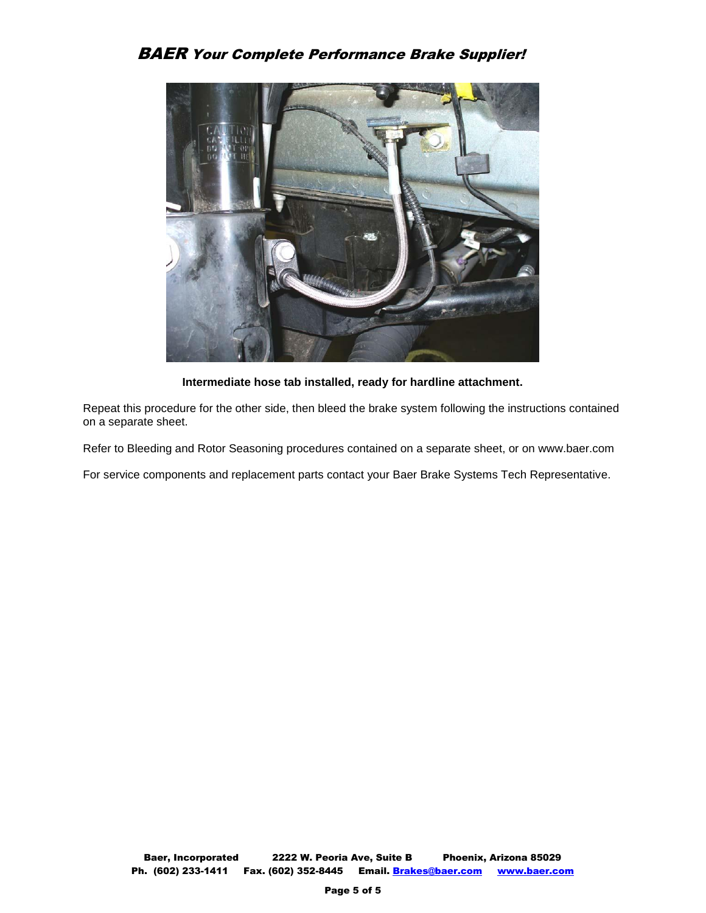**Intermediate hose tab installed, ready for hardline attachment.**

Repeat this procedure for the other side, then bleed the brake system following the instructions contained on a separate sheet.

Refer to Bleeding and Rotor Seasoning procedures contained on a separate sheet, or on www.baer.com

For service components and replacement parts contact your Baer Brake Systems Tech Representative.